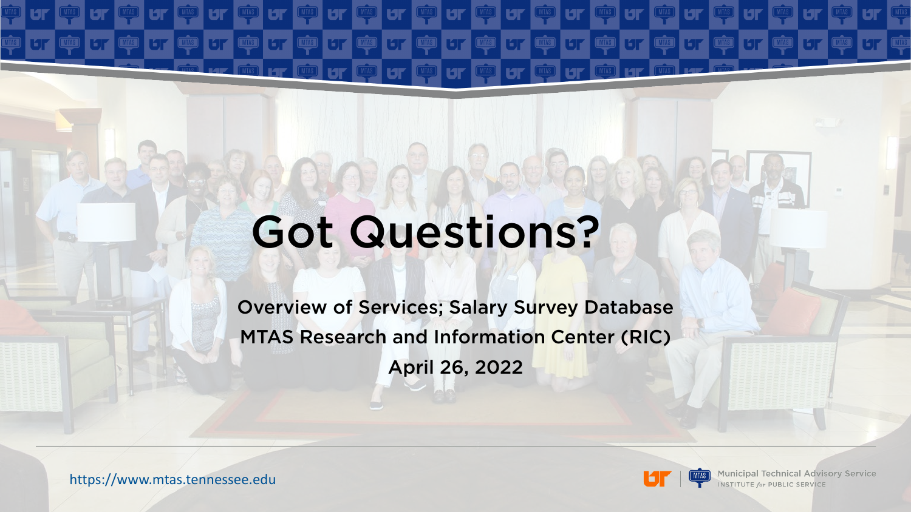# Got Questions?

Overview of Services; Salary Survey Database

MTAS Research and Information Center (RIC)

April 26, 2022

https://www.mtas.tennessee.edu

Municipal Technical Advisory Service
INSTITUTE *for* PUBLIC SERVICE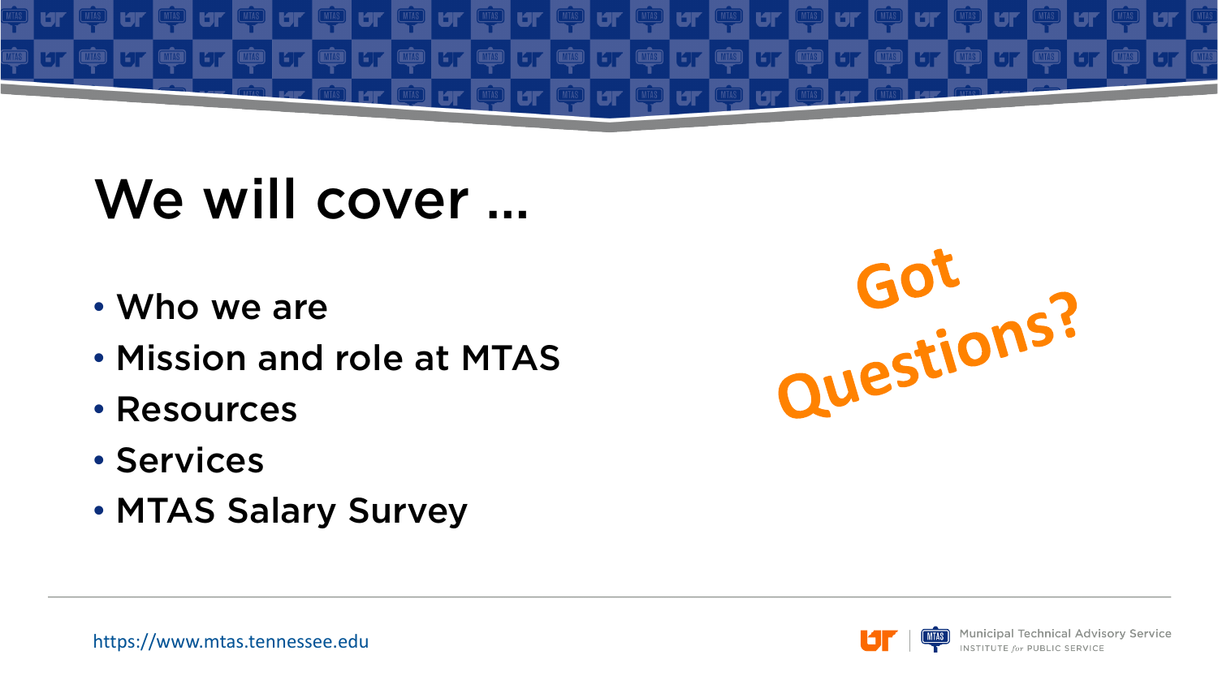# We will cover …

- Who we are
- Mission and role at MTAS
- Resources
- Services
- MTAS Salary Survey

Got Questions?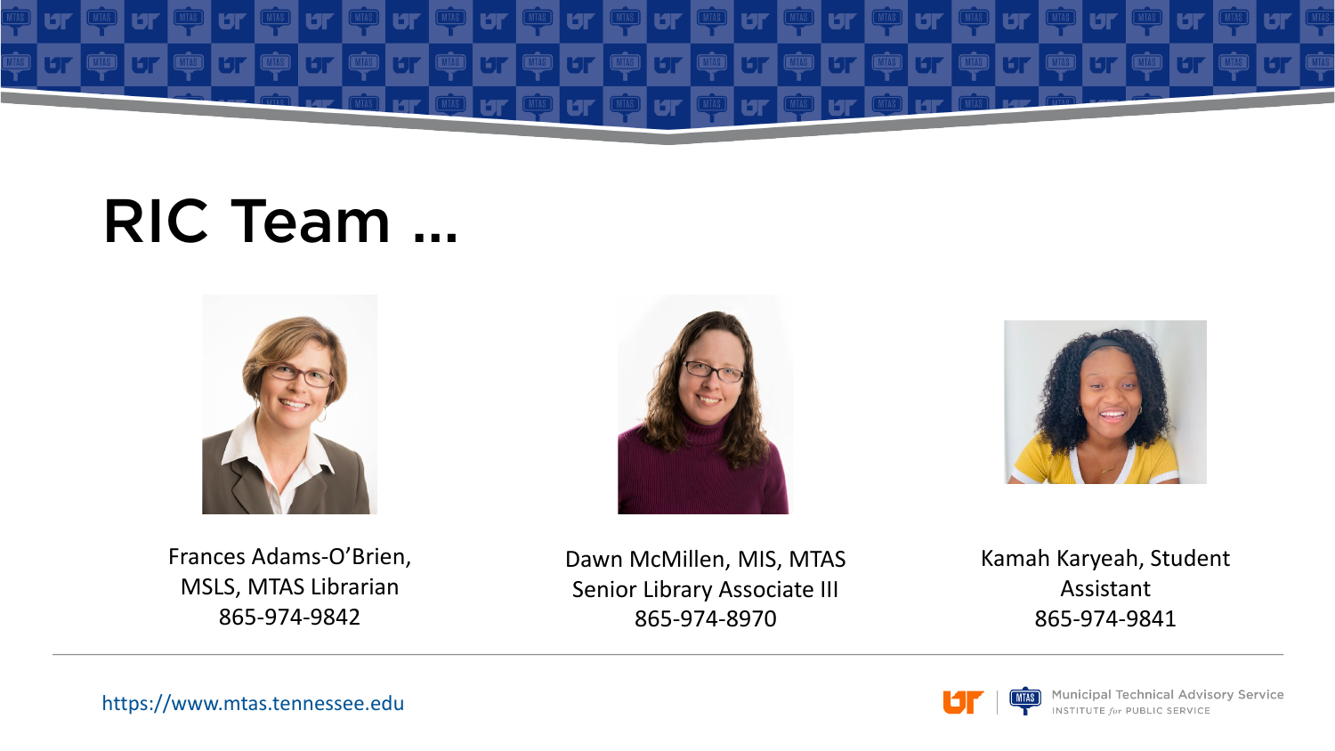# RIC Team …

Frances Adams-O'Brien, MSLS, MTAS Librarian
865-974-9842

Dawn McMillen, MIS, MTAS Senior Library Associate III
865-974-8970

Kamah Karyeah, Student Assistant
865-974-9841

https://www.mtas.tennessee.edu

Municipal Technical Advisory Service
INSTITUTE *for* PUBLIC SERVICE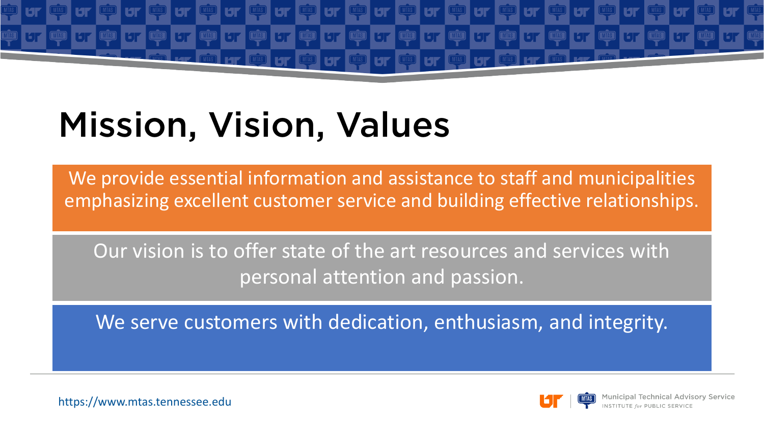# Mission, Vision, Values

We provide essential information and assistance to staff and municipalities emphasizing excellent customer service and building effective relationships.

Our vision is to offer state of the art resources and services with personal attention and passion.

We serve customers with dedication, enthusiasm, and integrity.

https://www.mtas.tennessee.edu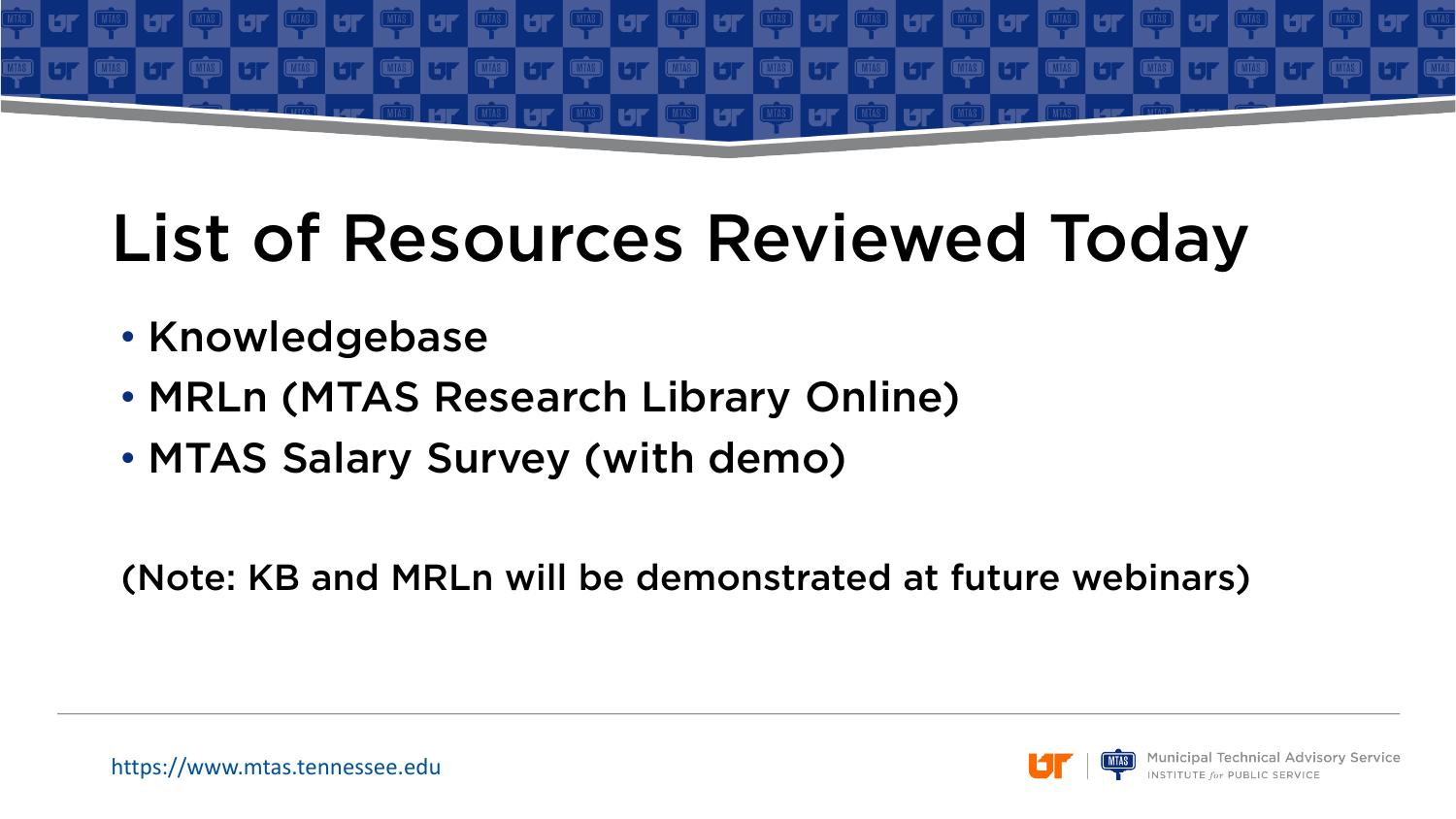# List of Resources Reviewed Today

- Knowledgebase
- MRLn (MTAS Research Library Online)
- MTAS Salary Survey (with demo)

(Note: KB and MRLn will be demonstrated at future webinars)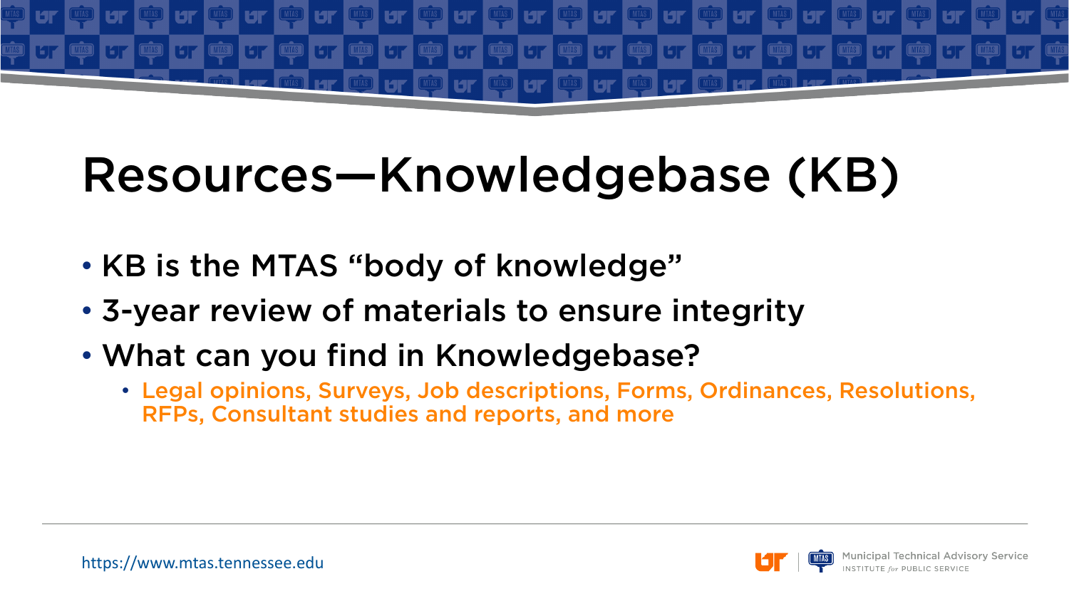# Resources—Knowledgebase (KB)

- KB is the MTAS "body of knowledge"
- 3-year review of materials to ensure integrity
- What can you find in Knowledgebase?
  - Legal opinions, Surveys, Job descriptions, Forms, Ordinances, Resolutions, RFPs, Consultant studies and reports, and more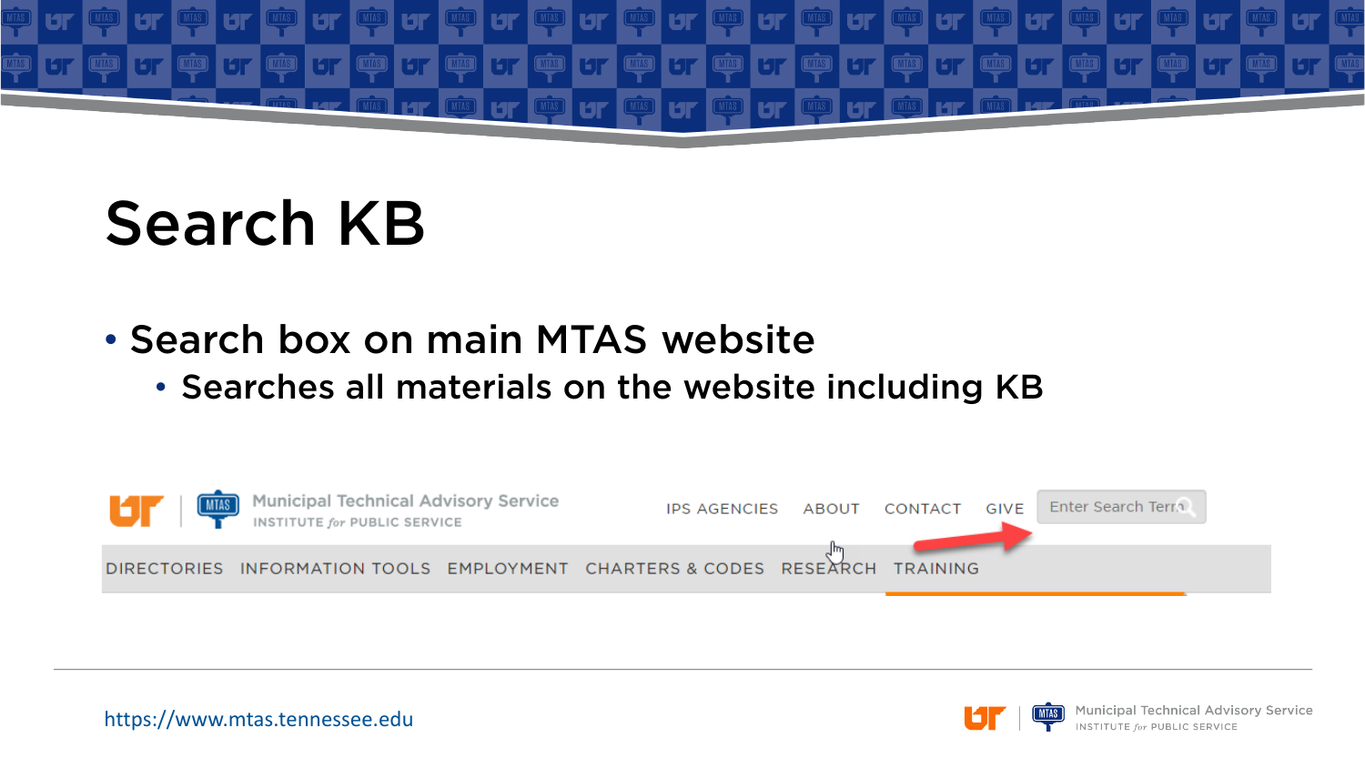# Search KB

- Search box on main MTAS website
  - Searches all materials on the website including KB

https://www.mtas.tennessee.edu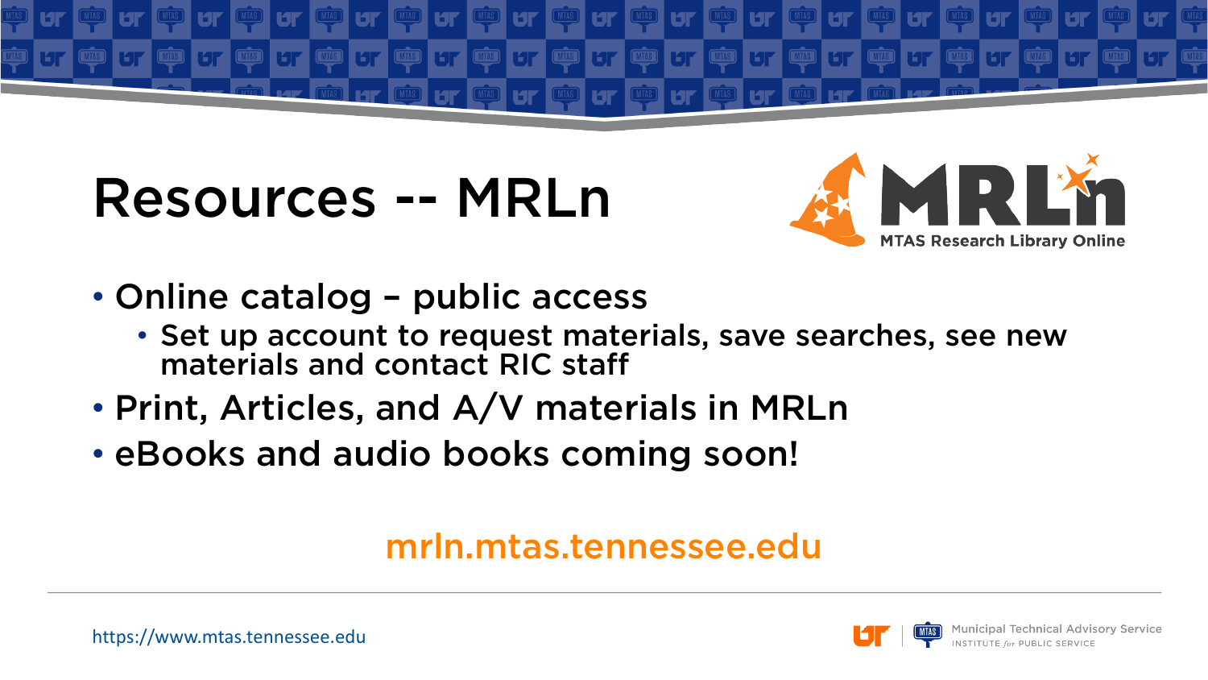# Resources -- MRLn

MRLn MTAS Research Library Online

- Online catalog – public access
  - Set up account to request materials, save searches, see new materials and contact RIC staff
- Print, Articles, and A/V materials in MRLn
- eBooks and audio books coming soon!

mrln.mtas.tennessee.edu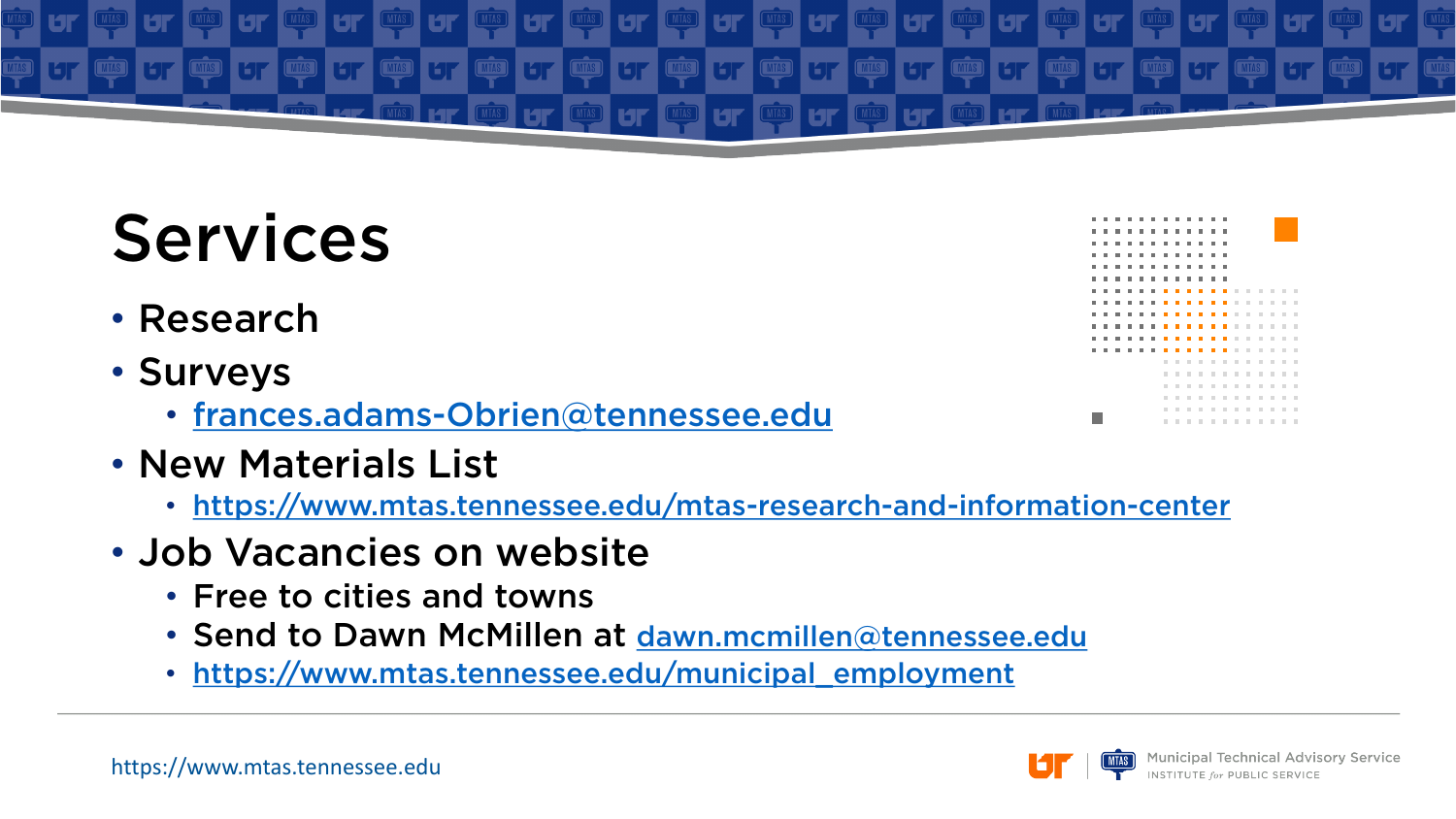# Services

- Research
- Surveys
  - frances.adams-Obrien@tennessee.edu
- New Materials List
  - https://www.mtas.tennessee.edu/mtas-research-and-information-center
- Job Vacancies on website
  - Free to cities and towns
  - Send to Dawn McMillen at dawn.mcmillen@tennessee.edu
  - https://www.mtas.tennessee.edu/municipal_employment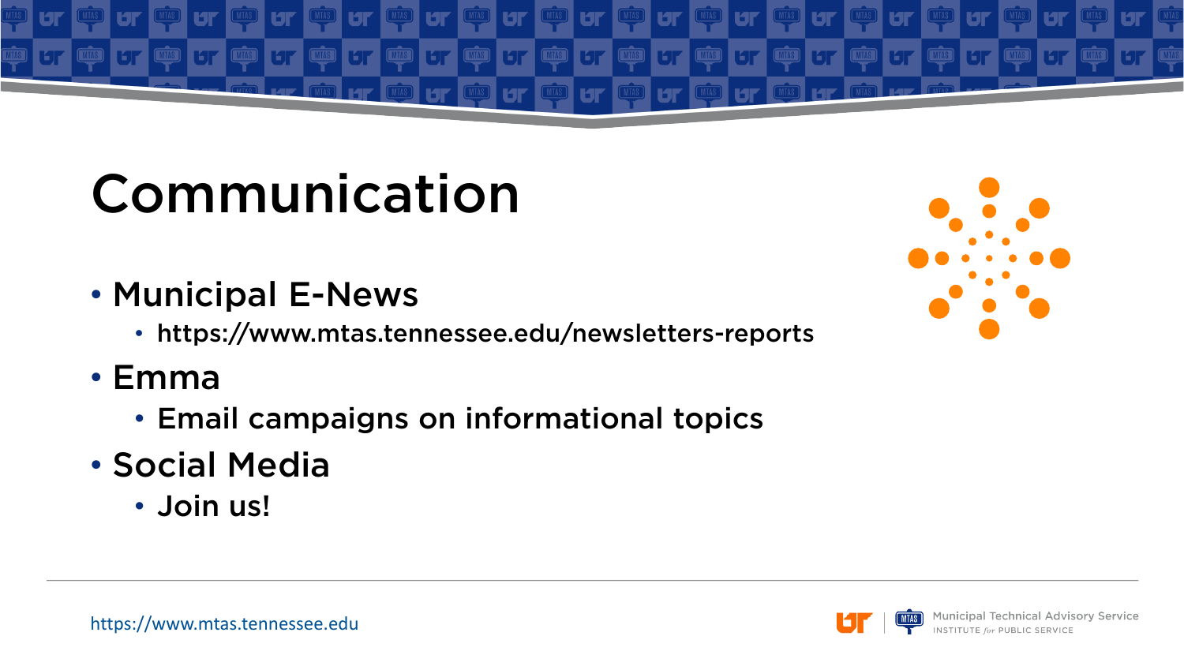# Communication

- Municipal E-News
  - https://www.mtas.tennessee.edu/newsletters-reports
- Emma
  - Email campaigns on informational topics
- Social Media
  - Join us!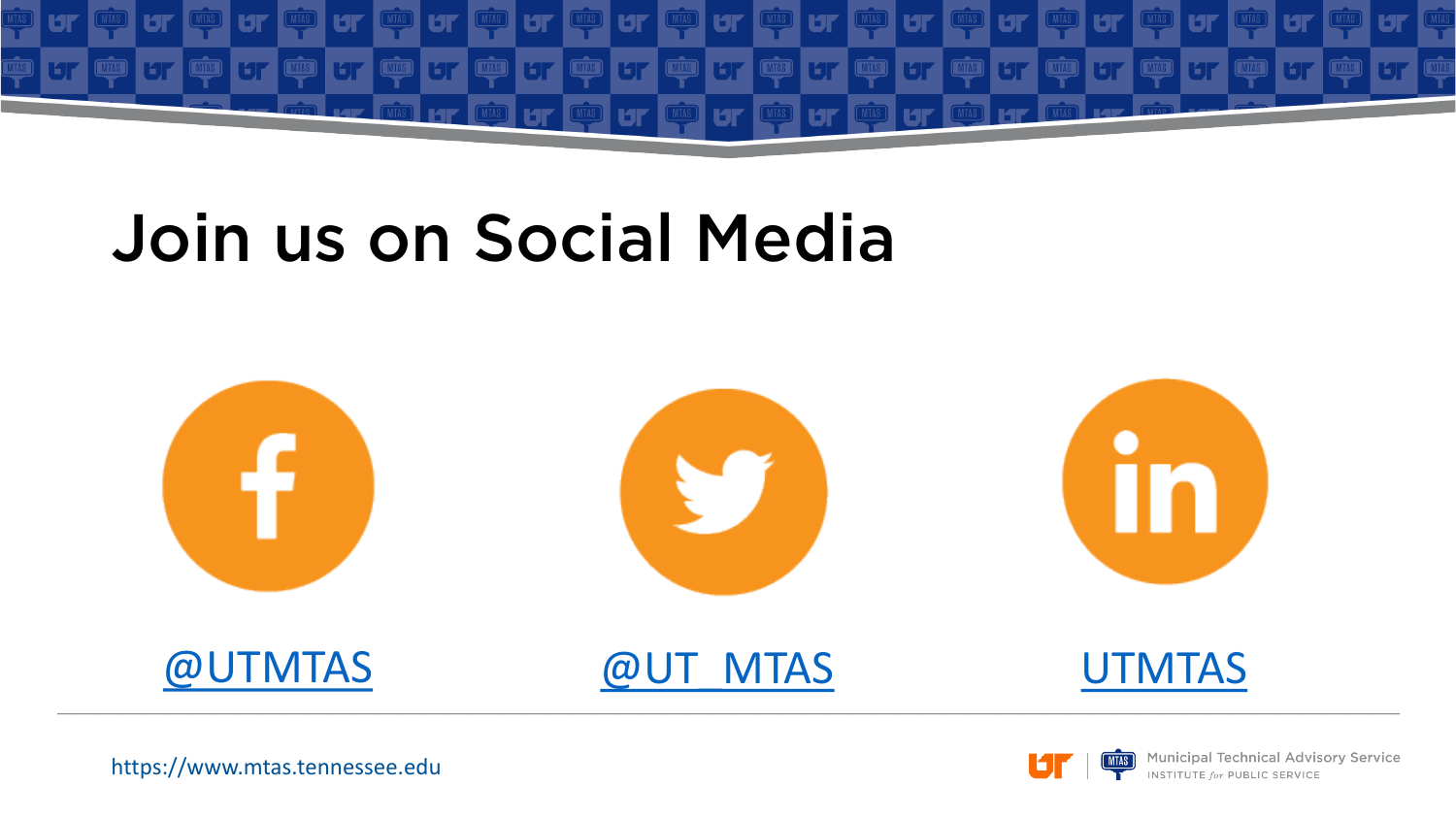# Join us on Social Media

@UTMTAS

@UT_MTAS

UTMTAS

https://www.mtas.tennessee.edu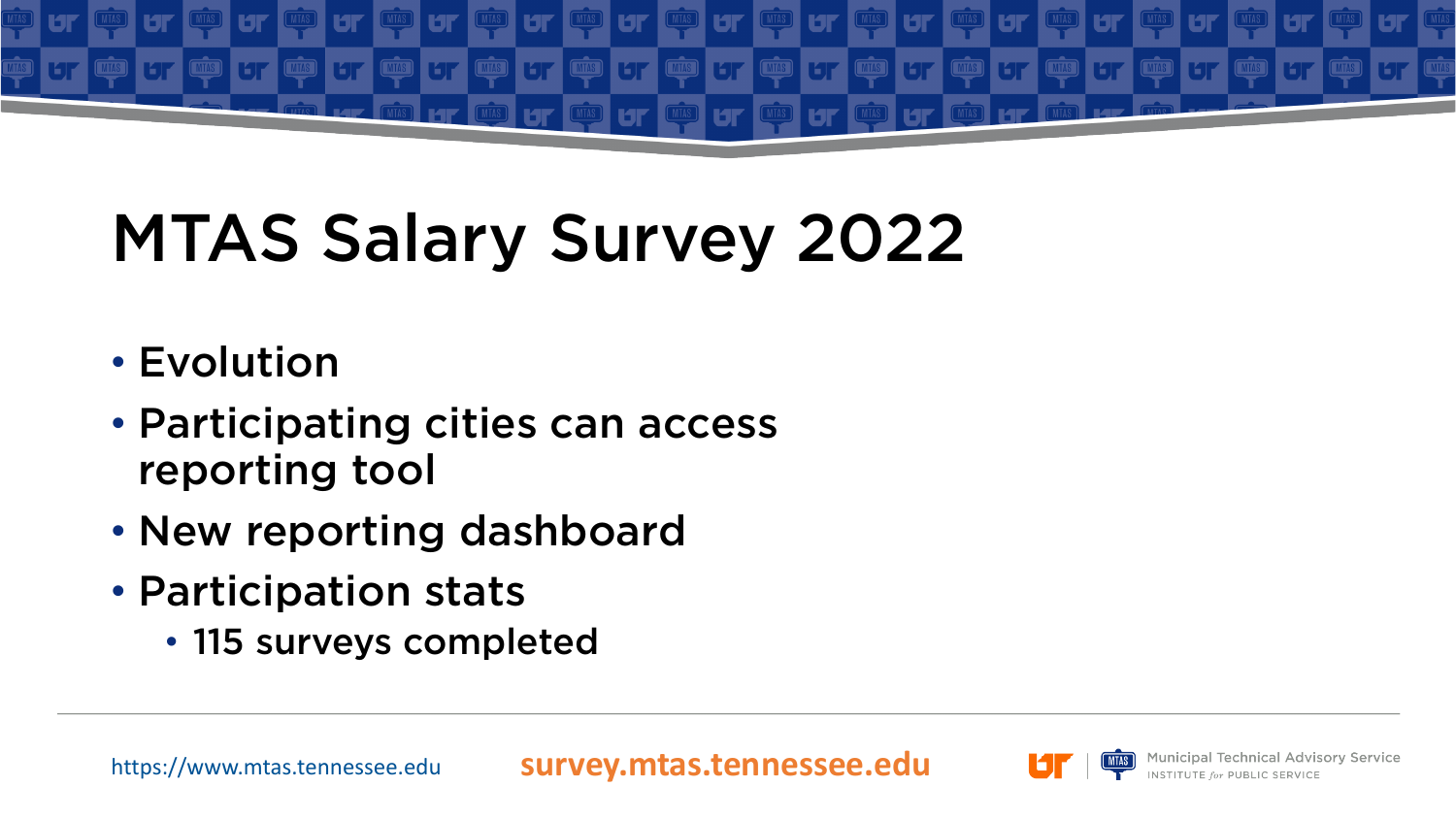# MTAS Salary Survey 2022

- Evolution
- Participating cities can access reporting tool
- New reporting dashboard
- Participation stats
  - 115 surveys completed

https://www.mtas.tennessee.edu

**survey.mtas.tennessee.edu**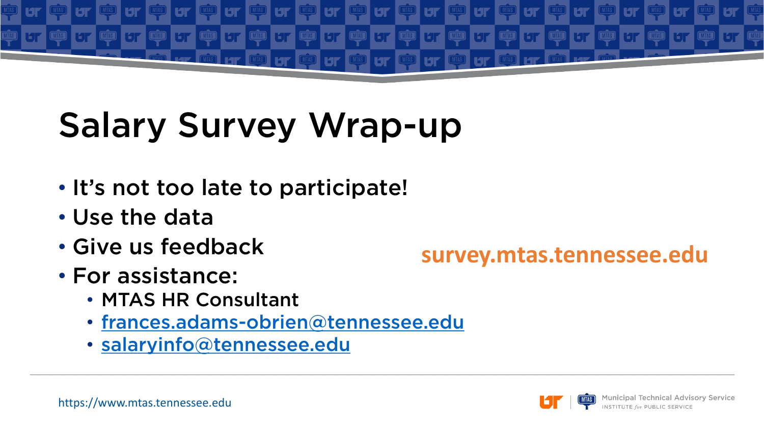# Salary Survey Wrap-up

- It's not too late to participate!
- Use the data
- Give us feedback
- For assistance:
  - MTAS HR Consultant
  - frances.adams-obrien@tennessee.edu
  - salaryinfo@tennessee.edu

survey.mtas.tennessee.edu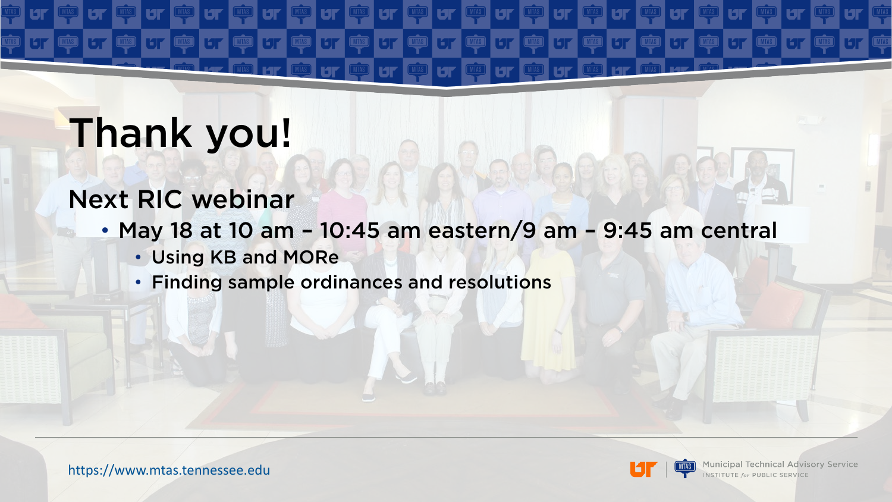# Thank you!

## Next RIC webinar

- May 18 at 10 am – 10:45 am eastern/9 am – 9:45 am central
  - Using KB and MORe
  - Finding sample ordinances and resolutions

https://www.mtas.tennessee.edu

Municipal Technical Advisory Service
INSTITUTE *for* PUBLIC SERVICE